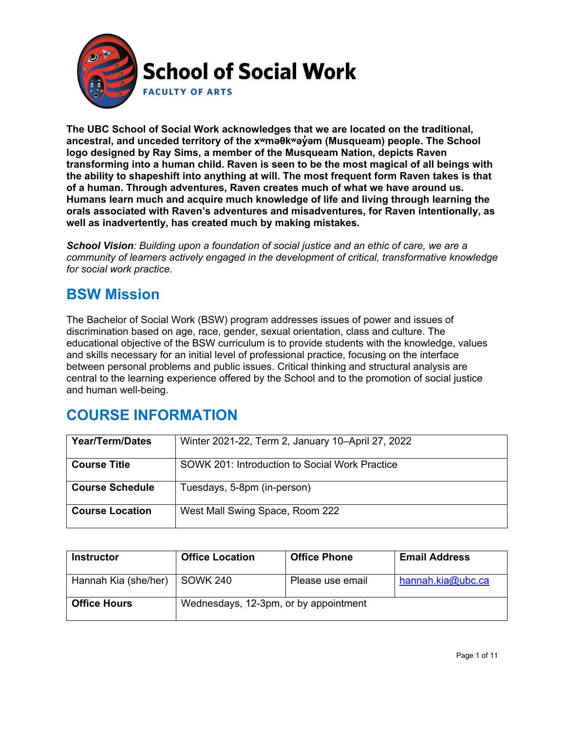# School of Social Work

FACULTY OF ARTS

**The UBC School of Social Work acknowledges that we are located on the traditional, ancestral, and unceded territory of the xʷməθkʷəy̓əm (Musqueam) people. The School logo designed by Ray Sims, a member of the Musqueam Nation, depicts Raven transforming into a human child. Raven is seen to be the most magical of all beings with the ability to shapeshift into anything at will. The most frequent form Raven takes is that of a human. Through adventures, Raven creates much of what we have around us. Humans learn much and acquire much knowledge of life and living through learning the orals associated with Raven's adventures and misadventures, for Raven intentionally, as well as inadvertently, has created much by making mistakes.**

***School Vision****: Building upon a foundation of social justice and an ethic of care, we are a community of learners actively engaged in the development of critical, transformative knowledge for social work practice.*

## BSW Mission

The Bachelor of Social Work (BSW) program addresses issues of power and issues of discrimination based on age, race, gender, sexual orientation, class and culture. The educational objective of the BSW curriculum is to provide students with the knowledge, values and skills necessary for an initial level of professional practice, focusing on the interface between personal problems and public issues. Critical thinking and structural analysis are central to the learning experience offered by the School and to the promotion of social justice and human well-being.

## COURSE INFORMATION

| | |
|---|---|
| **Year/Term/Dates** | Winter 2021-22, Term 2, January 10–April 27, 2022 |
| **Course Title** | SOWK 201: Introduction to Social Work Practice |
| **Course Schedule** | Tuesdays, 5-8pm (in-person) |
| **Course Location** | West Mall Swing Space, Room 222 |

| **Instructor** | **Office Location** | **Office Phone** | **Email Address** |
|---|---|---|---|
| Hannah Kia (she/her) | SOWK 240 | Please use email | hannah.kia@ubc.ca |
| **Office Hours** | Wednesdays, 12-3pm, or by appointment | | |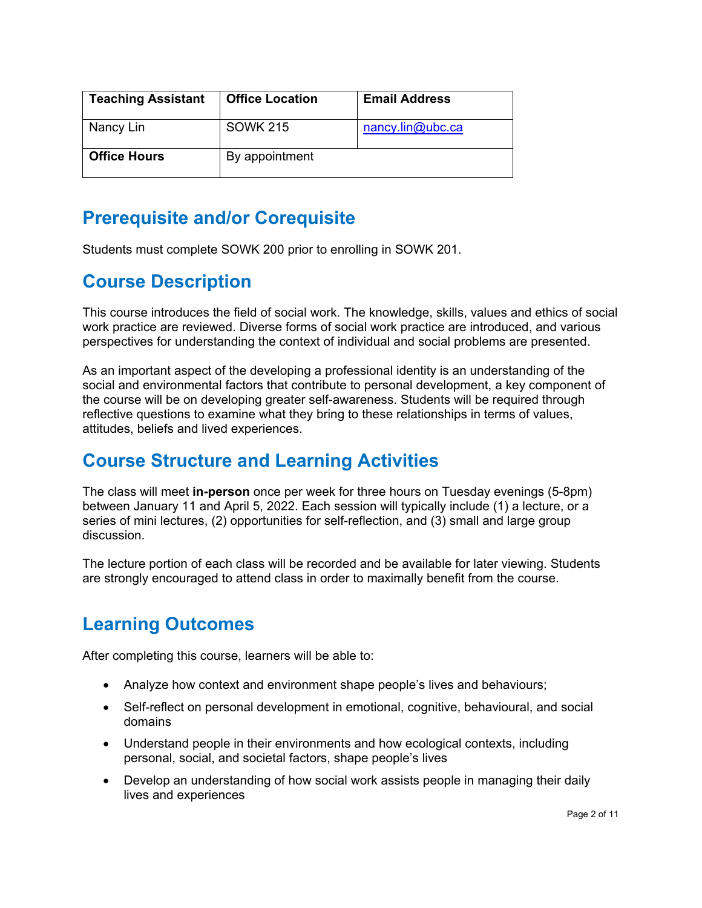| Teaching Assistant | Office Location | Email Address |
|---|---|---|
| Nancy Lin | SOWK 215 | nancy.lin@ubc.ca |
| **Office Hours** | By appointment | |

## Prerequisite and/or Corequisite

Students must complete SOWK 200 prior to enrolling in SOWK 201.

## Course Description

This course introduces the field of social work. The knowledge, skills, values and ethics of social work practice are reviewed. Diverse forms of social work practice are introduced, and various perspectives for understanding the context of individual and social problems are presented.

As an important aspect of the developing a professional identity is an understanding of the social and environmental factors that contribute to personal development, a key component of the course will be on developing greater self-awareness. Students will be required through reflective questions to examine what they bring to these relationships in terms of values, attitudes, beliefs and lived experiences.

## Course Structure and Learning Activities

The class will meet **in-person** once per week for three hours on Tuesday evenings (5-8pm) between January 11 and April 5, 2022. Each session will typically include (1) a lecture, or a series of mini lectures, (2) opportunities for self-reflection, and (3) small and large group discussion.

The lecture portion of each class will be recorded and be available for later viewing. Students are strongly encouraged to attend class in order to maximally benefit from the course.

## Learning Outcomes

After completing this course, learners will be able to:

- Analyze how context and environment shape people's lives and behaviours;
- Self-reflect on personal development in emotional, cognitive, behavioural, and social domains
- Understand people in their environments and how ecological contexts, including personal, social, and societal factors, shape people's lives
- Develop an understanding of how social work assists people in managing their daily lives and experiences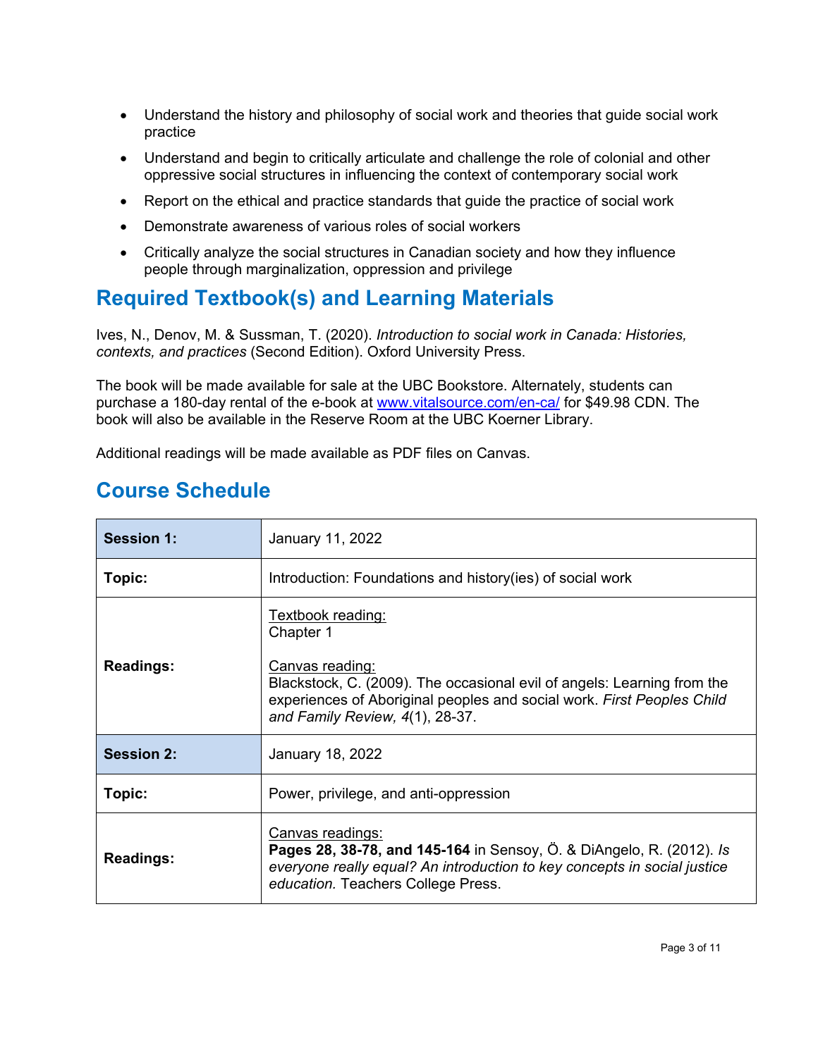- Understand the history and philosophy of social work and theories that guide social work practice
- Understand and begin to critically articulate and challenge the role of colonial and other oppressive social structures in influencing the context of contemporary social work
- Report on the ethical and practice standards that guide the practice of social work
- Demonstrate awareness of various roles of social workers
- Critically analyze the social structures in Canadian society and how they influence people through marginalization, oppression and privilege

## Required Textbook(s) and Learning Materials

Ives, N., Denov, M. & Sussman, T. (2020). *Introduction to social work in Canada: Histories, contexts, and practices* (Second Edition). Oxford University Press.

The book will be made available for sale at the UBC Bookstore. Alternately, students can purchase a 180-day rental of the e-book at [www.vitalsource.com/en-ca/](www.vitalsource.com/en-ca/) for $49.98 CDN. The book will also be available in the Reserve Room at the UBC Koerner Library.

Additional readings will be made available as PDF files on Canvas.

## Course Schedule

| **Session 1:** | January 11, 2022 |
|---|---|
| **Topic:** | Introduction: Foundations and history(ies) of social work |
| **Readings:** | Textbook reading:<br>Chapter 1<br><br>Canvas reading:<br>Blackstock, C. (2009). The occasional evil of angels: Learning from the experiences of Aboriginal peoples and social work. *First Peoples Child and Family Review, 4*(1), 28-37. |
| **Session 2:** | January 18, 2022 |
| **Topic:** | Power, privilege, and anti-oppression |
| **Readings:** | Canvas readings:<br>**Pages 28, 38-78, and 145-164** in Sensoy, Ö. & DiAngelo, R. (2012). *Is everyone really equal? An introduction to key concepts in social justice education.* Teachers College Press. |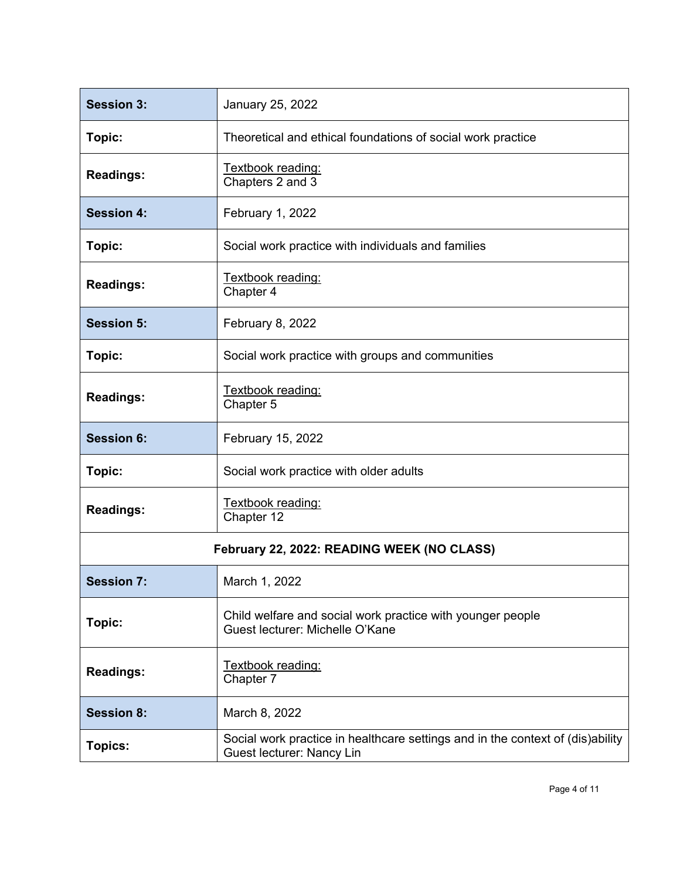| **Session 3:** | January 25, 2022 |
|---|---|
| **Topic:** | Theoretical and ethical foundations of social work practice |
| **Readings:** | Textbook reading:<br>Chapters 2 and 3 |
| **Session 4:** | February 1, 2022 |
| **Topic:** | Social work practice with individuals and families |
| **Readings:** | Textbook reading:<br>Chapter 4 |
| **Session 5:** | February 8, 2022 |
| **Topic:** | Social work practice with groups and communities |
| **Readings:** | Textbook reading:<br>Chapter 5 |
| **Session 6:** | February 15, 2022 |
| **Topic:** | Social work practice with older adults |
| **Readings:** | Textbook reading:<br>Chapter 12 |
| **February 22, 2022: READING WEEK (NO CLASS)** | |
| **Session 7:** | March 1, 2022 |
| **Topic:** | Child welfare and social work practice with younger people<br>Guest lecturer: Michelle O'Kane |
| **Readings:** | Textbook reading:<br>Chapter 7 |
| **Session 8:** | March 8, 2022 |
| **Topics:** | Social work practice in healthcare settings and in the context of (dis)ability<br>Guest lecturer: Nancy Lin |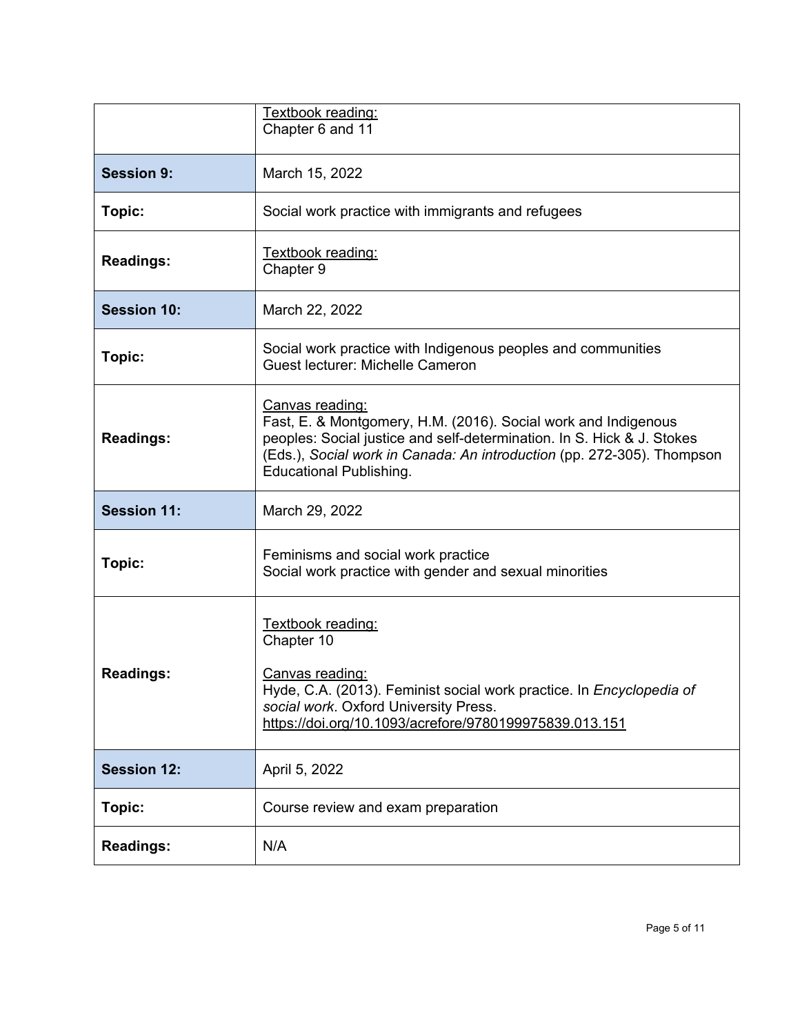| | |
|---|---|
| | <u>Textbook reading:</u><br>Chapter 6 and 11 |
| **Session 9:** | March 15, 2022 |
| **Topic:** | Social work practice with immigrants and refugees |
| **Readings:** | <u>Textbook reading:</u><br>Chapter 9 |
| **Session 10:** | March 22, 2022 |
| **Topic:** | Social work practice with Indigenous peoples and communities<br>Guest lecturer: Michelle Cameron |
| **Readings:** | <u>Canvas reading:</u><br>Fast, E. & Montgomery, H.M. (2016). Social work and Indigenous peoples: Social justice and self-determination. In S. Hick & J. Stokes (Eds.), *Social work in Canada: An introduction* (pp. 272-305). Thompson Educational Publishing. |
| **Session 11:** | March 29, 2022 |
| **Topic:** | Feminisms and social work practice<br>Social work practice with gender and sexual minorities |
| **Readings:** | <u>Textbook reading:</u><br>Chapter 10<br><br><u>Canvas reading:</u><br>Hyde, C.A. (2013). Feminist social work practice. In *Encyclopedia of social work*. Oxford University Press. https://doi.org/10.1093/acrefore/9780199975839.013.151 |
| **Session 12:** | April 5, 2022 |
| **Topic:** | Course review and exam preparation |
| **Readings:** | N/A |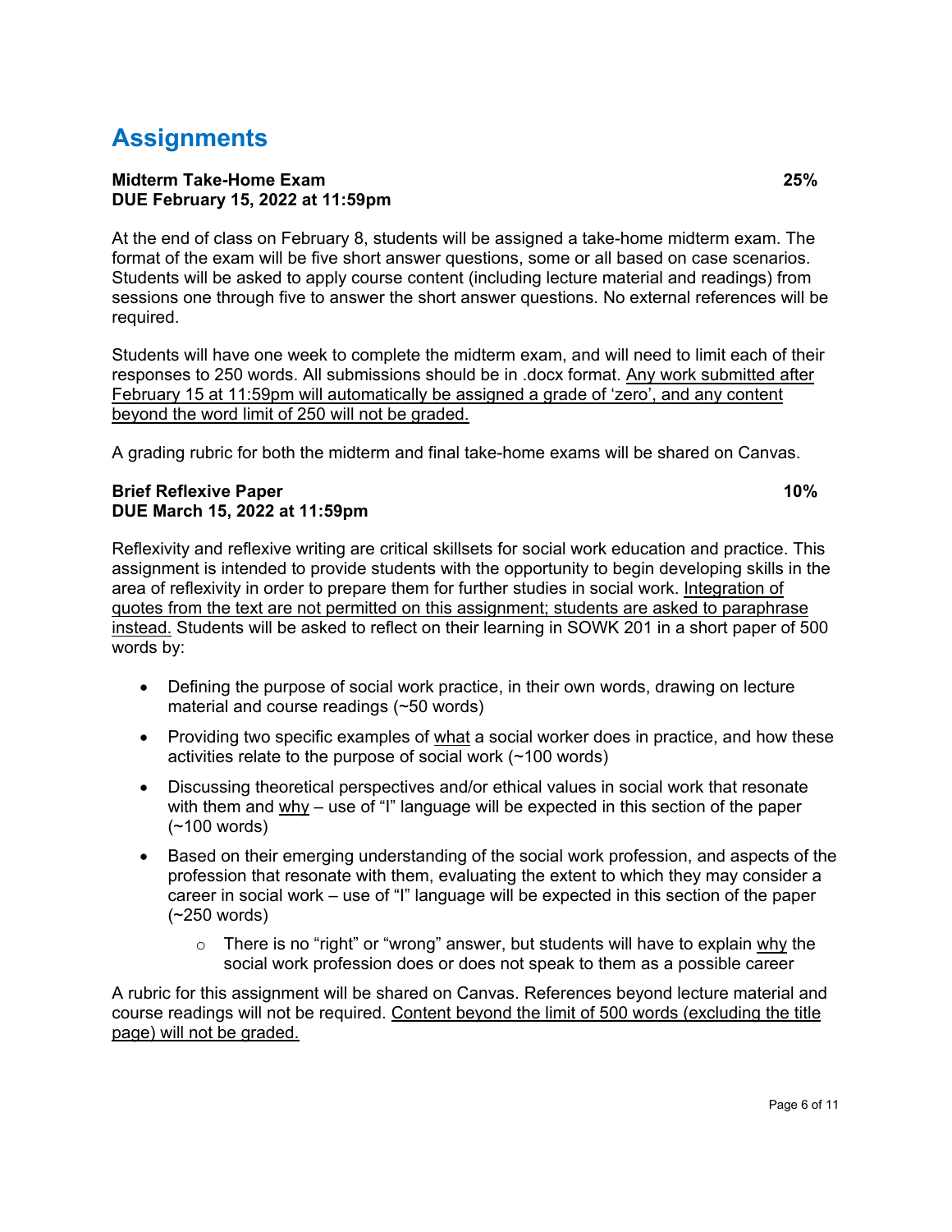# Assignments

**Midterm Take-Home Exam** **25%**
**DUE February 15, 2022 at 11:59pm**

At the end of class on February 8, students will be assigned a take-home midterm exam. The format of the exam will be five short answer questions, some or all based on case scenarios. Students will be asked to apply course content (including lecture material and readings) from sessions one through five to answer the short answer questions. No external references will be required.

Students will have one week to complete the midterm exam, and will need to limit each of their responses to 250 words. All submissions should be in .docx format. <u>Any work submitted after February 15 at 11:59pm will automatically be assigned a grade of 'zero', and any content beyond the word limit of 250 will not be graded.</u>

A grading rubric for both the midterm and final take-home exams will be shared on Canvas.

**Brief Reflexive Paper** **10%**
**DUE March 15, 2022 at 11:59pm**

Reflexivity and reflexive writing are critical skillsets for social work education and practice. This assignment is intended to provide students with the opportunity to begin developing skills in the area of reflexivity in order to prepare them for further studies in social work. <u>Integration of quotes from the text are not permitted on this assignment; students are asked to paraphrase instead.</u> Students will be asked to reflect on their learning in SOWK 201 in a short paper of 500 words by:

- Defining the purpose of social work practice, in their own words, drawing on lecture material and course readings (~50 words)
- Providing two specific examples of <u>what</u> a social worker does in practice, and how these activities relate to the purpose of social work (~100 words)
- Discussing theoretical perspectives and/or ethical values in social work that resonate with them and <u>why</u> – use of "I" language will be expected in this section of the paper (~100 words)
- Based on their emerging understanding of the social work profession, and aspects of the profession that resonate with them, evaluating the extent to which they may consider a career in social work – use of "I" language will be expected in this section of the paper (~250 words)
  - There is no "right" or "wrong" answer, but students will have to explain <u>why</u> the social work profession does or does not speak to them as a possible career

A rubric for this assignment will be shared on Canvas. References beyond lecture material and course readings will not be required. <u>Content beyond the limit of 500 words (excluding the title page) will not be graded.</u>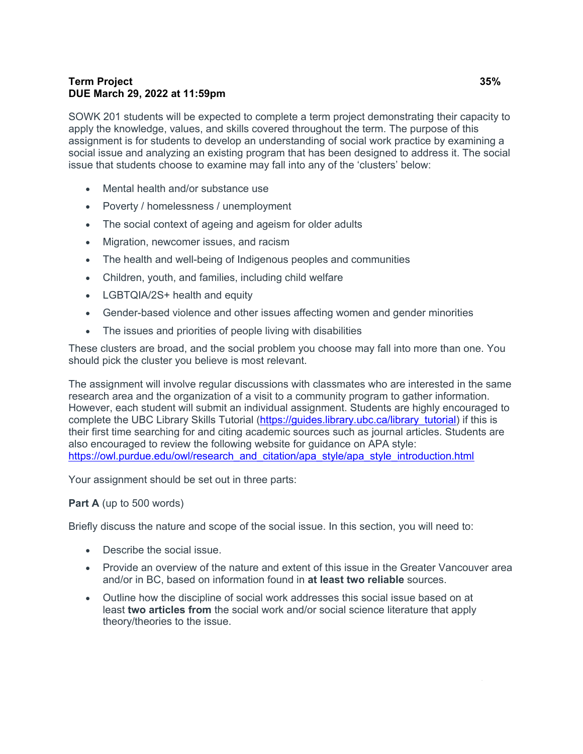**Term Project** **35%**
**DUE March 29, 2022 at 11:59pm**

SOWK 201 students will be expected to complete a term project demonstrating their capacity to apply the knowledge, values, and skills covered throughout the term. The purpose of this assignment is for students to develop an understanding of social work practice by examining a social issue and analyzing an existing program that has been designed to address it. The social issue that students choose to examine may fall into any of the 'clusters' below:

- Mental health and/or substance use
- Poverty / homelessness / unemployment
- The social context of ageing and ageism for older adults
- Migration, newcomer issues, and racism
- The health and well-being of Indigenous peoples and communities
- Children, youth, and families, including child welfare
- LGBTQIA/2S+ health and equity
- Gender-based violence and other issues affecting women and gender minorities
- The issues and priorities of people living with disabilities

These clusters are broad, and the social problem you choose may fall into more than one. You should pick the cluster you believe is most relevant.

The assignment will involve regular discussions with classmates who are interested in the same research area and the organization of a visit to a community program to gather information. However, each student will submit an individual assignment. Students are highly encouraged to complete the UBC Library Skills Tutorial (https://guides.library.ubc.ca/library_tutorial) if this is their first time searching for and citing academic sources such as journal articles. Students are also encouraged to review the following website for guidance on APA style: https://owl.purdue.edu/owl/research_and_citation/apa_style/apa_style_introduction.html

Your assignment should be set out in three parts:

**Part A** (up to 500 words)

Briefly discuss the nature and scope of the social issue. In this section, you will need to:

- Describe the social issue.
- Provide an overview of the nature and extent of this issue in the Greater Vancouver area and/or in BC, based on information found in **at least two reliable** sources.
- Outline how the discipline of social work addresses this social issue based on at least **two articles from** the social work and/or social science literature that apply theory/theories to the issue.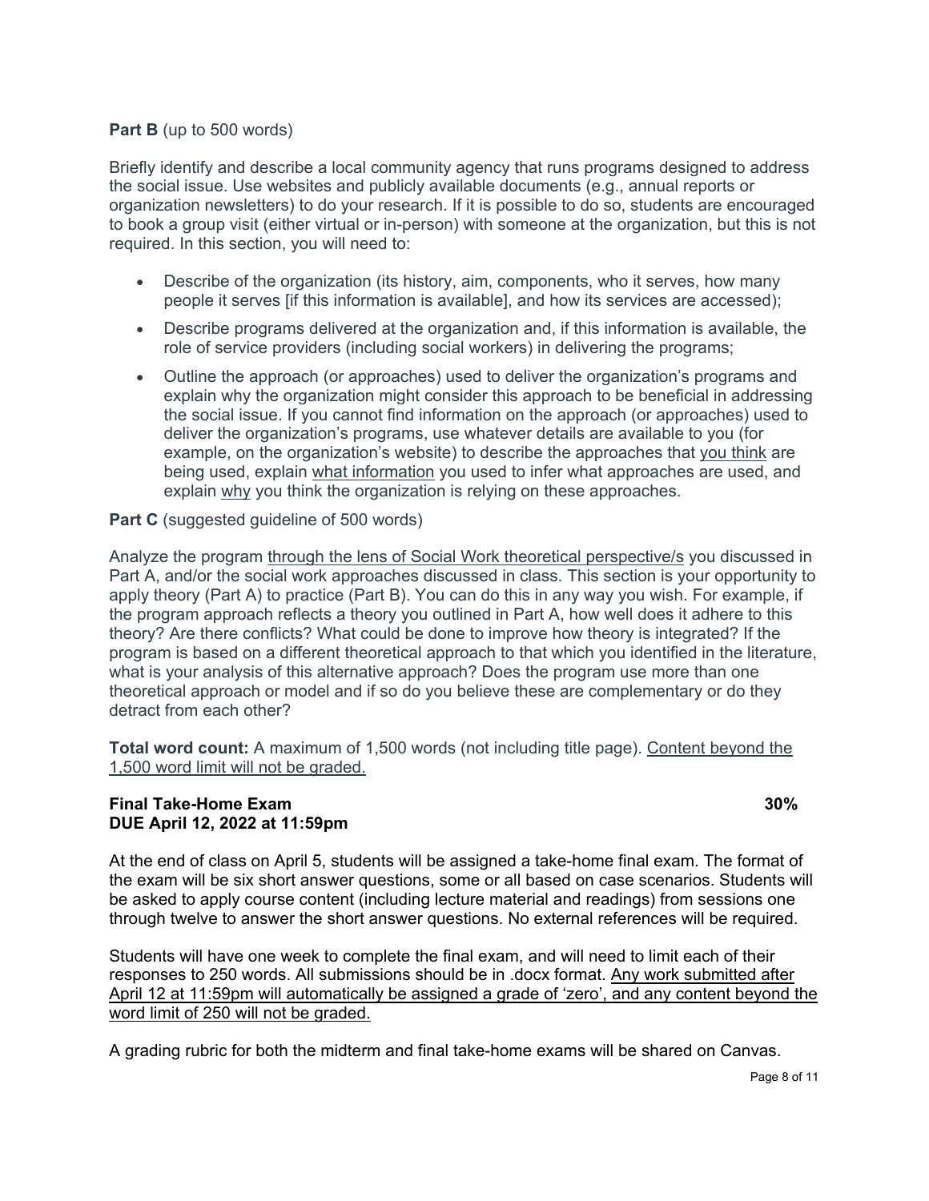**Part B** (up to 500 words)

Briefly identify and describe a local community agency that runs programs designed to address the social issue. Use websites and publicly available documents (e.g., annual reports or organization newsletters) to do your research. If it is possible to do so, students are encouraged to book a group visit (either virtual or in-person) with someone at the organization, but this is not required. In this section, you will need to:

- Describe of the organization (its history, aim, components, who it serves, how many people it serves [if this information is available], and how its services are accessed);
- Describe programs delivered at the organization and, if this information is available, the role of service providers (including social workers) in delivering the programs;
- Outline the approach (or approaches) used to deliver the organization's programs and explain why the organization might consider this approach to be beneficial in addressing the social issue. If you cannot find information on the approach (or approaches) used to deliver the organization's programs, use whatever details are available to you (for example, on the organization's website) to describe the approaches that <u>you think</u> are being used, explain <u>what information</u> you used to infer what approaches are used, and explain <u>why</u> you think the organization is relying on these approaches.

**Part C** (suggested guideline of 500 words)

Analyze the program <u>through the lens of Social Work theoretical perspective/s</u> you discussed in Part A, and/or the social work approaches discussed in class. This section is your opportunity to apply theory (Part A) to practice (Part B). You can do this in any way you wish. For example, if the program approach reflects a theory you outlined in Part A, how well does it adhere to this theory? Are there conflicts? What could be done to improve how theory is integrated? If the program is based on a different theoretical approach to that which you identified in the literature, what is your analysis of this alternative approach? Does the program use more than one theoretical approach or model and if so do you believe these are complementary or do they detract from each other?

**Total word count:** A maximum of 1,500 words (not including title page). <u>Content beyond the 1,500 word limit will not be graded.</u>

**Final Take-Home Exam** **30%**
**DUE April 12, 2022 at 11:59pm**

At the end of class on April 5, students will be assigned a take-home final exam. The format of the exam will be six short answer questions, some or all based on case scenarios. Students will be asked to apply course content (including lecture material and readings) from sessions one through twelve to answer the short answer questions. No external references will be required.

Students will have one week to complete the final exam, and will need to limit each of their responses to 250 words. All submissions should be in .docx format. <u>Any work submitted after April 12 at 11:59pm will automatically be assigned a grade of 'zero', and any content beyond the word limit of 250 will not be graded.</u>

A grading rubric for both the midterm and final take-home exams will be shared on Canvas.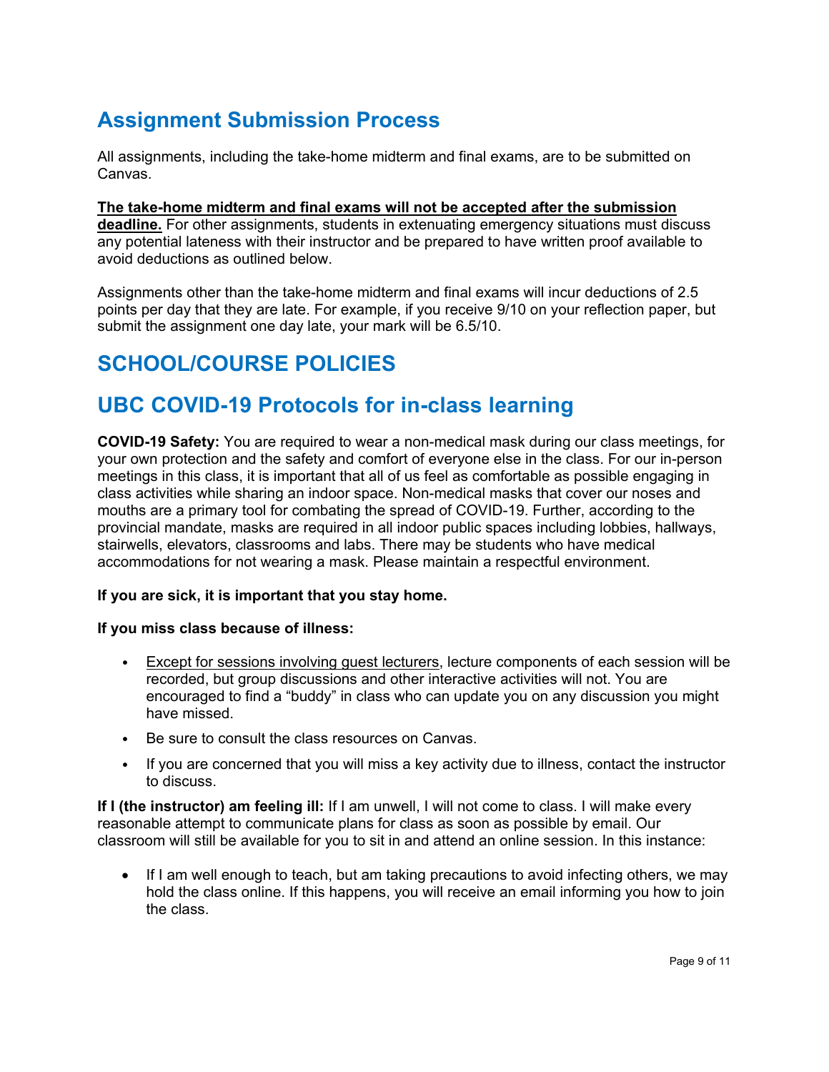## Assignment Submission Process

All assignments, including the take-home midterm and final exams, are to be submitted on Canvas.

<u>**The take-home midterm and final exams will not be accepted after the submission deadline.**</u> For other assignments, students in extenuating emergency situations must discuss any potential lateness with their instructor and be prepared to have written proof available to avoid deductions as outlined below.

Assignments other than the take-home midterm and final exams will incur deductions of 2.5 points per day that they are late. For example, if you receive 9/10 on your reflection paper, but submit the assignment one day late, your mark will be 6.5/10.

## SCHOOL/COURSE POLICIES

## UBC COVID-19 Protocols for in-class learning

**COVID-19 Safety:** You are required to wear a non-medical mask during our class meetings, for your own protection and the safety and comfort of everyone else in the class. For our in-person meetings in this class, it is important that all of us feel as comfortable as possible engaging in class activities while sharing an indoor space. Non-medical masks that cover our noses and mouths are a primary tool for combating the spread of COVID-19. Further, according to the provincial mandate, masks are required in all indoor public spaces including lobbies, hallways, stairwells, elevators, classrooms and labs. There may be students who have medical accommodations for not wearing a mask. Please maintain a respectful environment.

**If you are sick, it is important that you stay home.**

**If you miss class because of illness:**

- <u>Except for sessions involving guest lecturers</u>, lecture components of each session will be recorded, but group discussions and other interactive activities will not. You are encouraged to find a "buddy" in class who can update you on any discussion you might have missed.
- Be sure to consult the class resources on Canvas.
- If you are concerned that you will miss a key activity due to illness, contact the instructor to discuss.

**If I (the instructor) am feeling ill:** If I am unwell, I will not come to class. I will make every reasonable attempt to communicate plans for class as soon as possible by email. Our classroom will still be available for you to sit in and attend an online session. In this instance:

- If I am well enough to teach, but am taking precautions to avoid infecting others, we may hold the class online. If this happens, you will receive an email informing you how to join the class.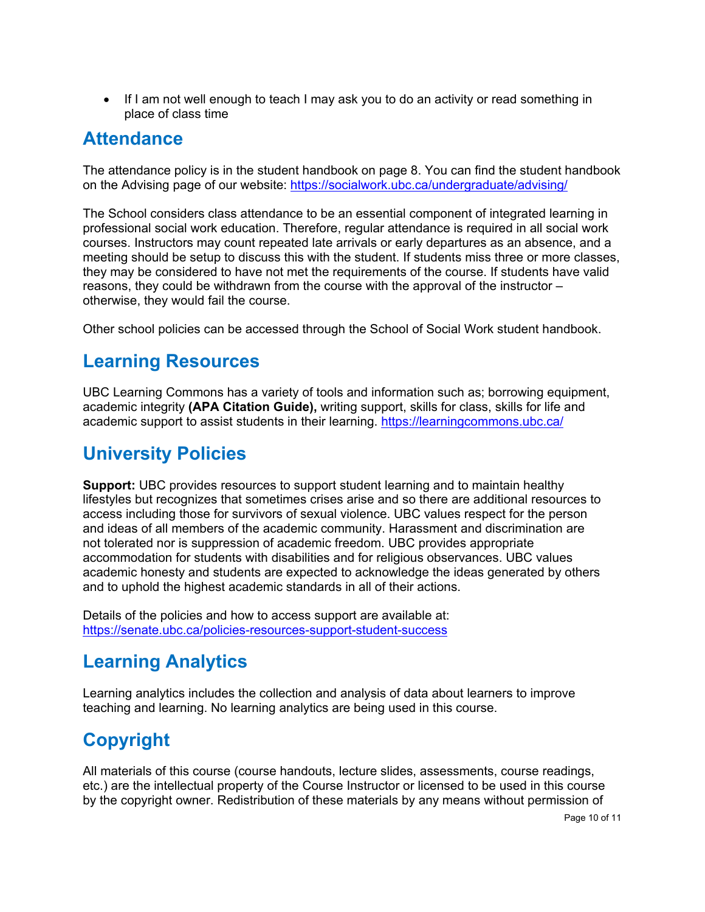- If I am not well enough to teach I may ask you to do an activity or read something in place of class time

## Attendance

The attendance policy is in the student handbook on page 8. You can find the student handbook on the Advising page of our website: https://socialwork.ubc.ca/undergraduate/advising/

The School considers class attendance to be an essential component of integrated learning in professional social work education. Therefore, regular attendance is required in all social work courses. Instructors may count repeated late arrivals or early departures as an absence, and a meeting should be setup to discuss this with the student. If students miss three or more classes, they may be considered to have not met the requirements of the course. If students have valid reasons, they could be withdrawn from the course with the approval of the instructor – otherwise, they would fail the course.

Other school policies can be accessed through the School of Social Work student handbook.

## Learning Resources

UBC Learning Commons has a variety of tools and information such as; borrowing equipment, academic integrity **(APA Citation Guide),** writing support, skills for class, skills for life and academic support to assist students in their learning. https://learningcommons.ubc.ca/

## University Policies

**Support:** UBC provides resources to support student learning and to maintain healthy lifestyles but recognizes that sometimes crises arise and so there are additional resources to access including those for survivors of sexual violence. UBC values respect for the person and ideas of all members of the academic community. Harassment and discrimination are not tolerated nor is suppression of academic freedom. UBC provides appropriate accommodation for students with disabilities and for religious observances. UBC values academic honesty and students are expected to acknowledge the ideas generated by others and to uphold the highest academic standards in all of their actions.

Details of the policies and how to access support are available at: https://senate.ubc.ca/policies-resources-support-student-success

## Learning Analytics

Learning analytics includes the collection and analysis of data about learners to improve teaching and learning. No learning analytics are being used in this course.

## Copyright

All materials of this course (course handouts, lecture slides, assessments, course readings, etc.) are the intellectual property of the Course Instructor or licensed to be used in this course by the copyright owner. Redistribution of these materials by any means without permission of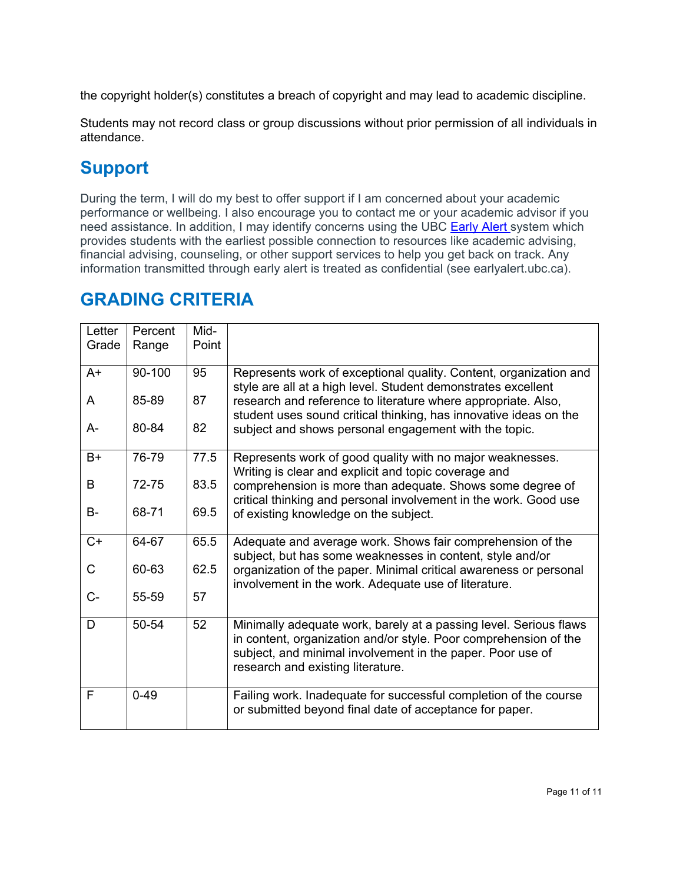the copyright holder(s) constitutes a breach of copyright and may lead to academic discipline.

Students may not record class or group discussions without prior permission of all individuals in attendance.

## Support

During the term, I will do my best to offer support if I am concerned about your academic performance or wellbeing. I also encourage you to contact me or your academic advisor if you need assistance. In addition, I may identify concerns using the UBC Early Alert system which provides students with the earliest possible connection to resources like academic advising, financial advising, counseling, or other support services to help you get back on track. Any information transmitted through early alert is treated as confidential (see earlyalert.ubc.ca).

## GRADING CRITERIA

| Letter Grade | Percent Range | Mid-Point | |
|---|---|---|---|
| A+<br><br>A<br><br>A- | 90-100<br><br>85-89<br><br>80-84 | 95<br><br>87<br><br>82 | Represents work of exceptional quality. Content, organization and style are all at a high level. Student demonstrates excellent research and reference to literature where appropriate. Also, student uses sound critical thinking, has innovative ideas on the subject and shows personal engagement with the topic. |
| B+<br><br>B<br><br>B- | 76-79<br><br>72-75<br><br>68-71 | 77.5<br><br>83.5<br><br>69.5 | Represents work of good quality with no major weaknesses. Writing is clear and explicit and topic coverage and comprehension is more than adequate. Shows some degree of critical thinking and personal involvement in the work. Good use of existing knowledge on the subject. |
| C+<br><br>C<br><br>C- | 64-67<br><br>60-63<br><br>55-59 | 65.5<br><br>62.5<br><br>57 | Adequate and average work. Shows fair comprehension of the subject, but has some weaknesses in content, style and/or organization of the paper. Minimal critical awareness or personal involvement in the work. Adequate use of literature. |
| D | 50-54 | 52 | Minimally adequate work, barely at a passing level. Serious flaws in content, organization and/or style. Poor comprehension of the subject, and minimal involvement in the paper. Poor use of research and existing literature. |
| F | 0-49 | | Failing work. Inadequate for successful completion of the course or submitted beyond final date of acceptance for paper. |